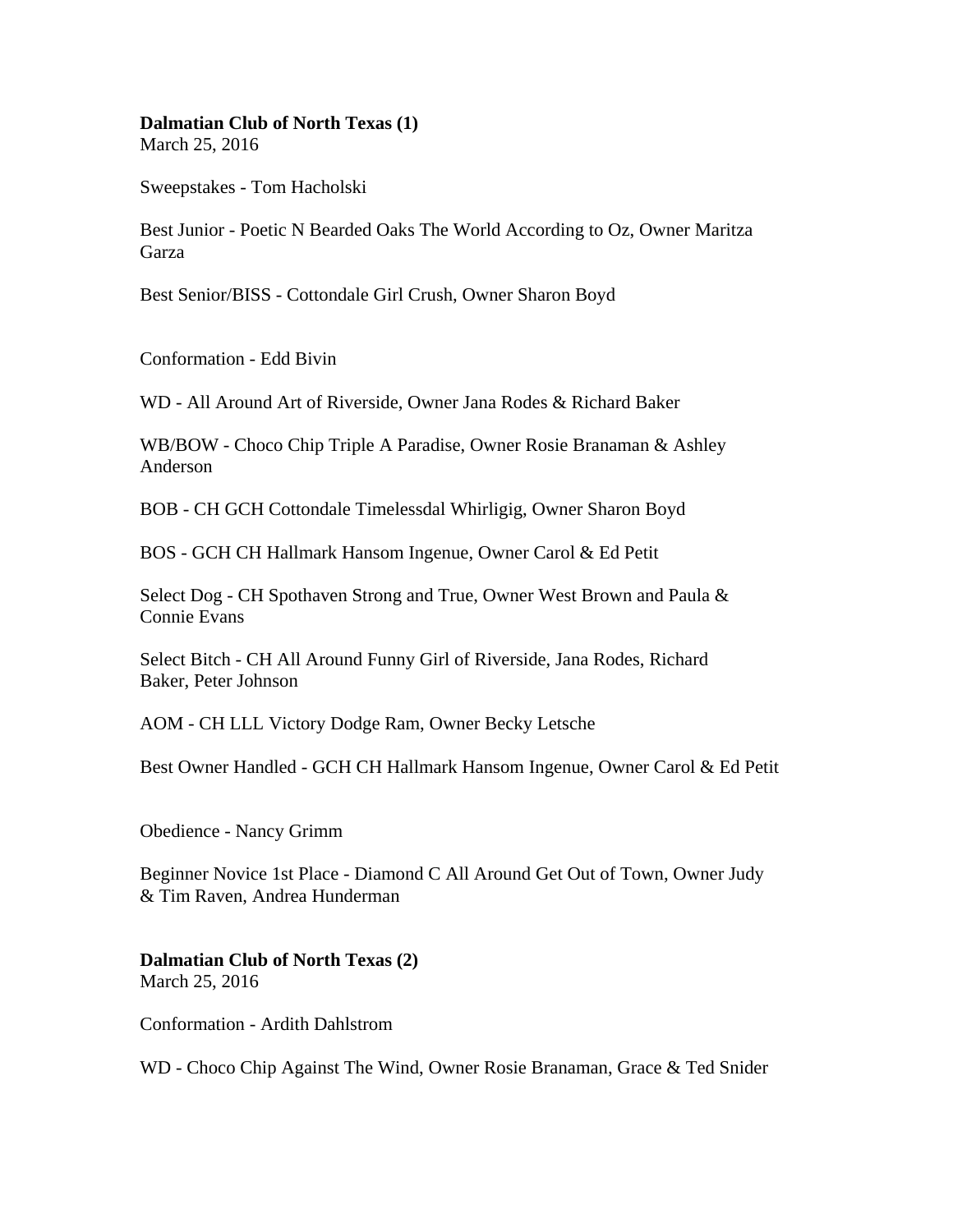**Dalmatian Club of North Texas (1)**
March 25, 2016

Sweepstakes - Tom Hacholski

Best Junior - Poetic N Bearded Oaks The World According to Oz, Owner Maritza Garza

Best Senior/BISS - Cottondale Girl Crush, Owner Sharon Boyd

Conformation - Edd Bivin

WD - All Around Art of Riverside, Owner Jana Rodes & Richard Baker

WB/BOW - Choco Chip Triple A Paradise, Owner Rosie Branaman & Ashley Anderson

BOB - CH GCH Cottondale Timelessdal Whirligig, Owner Sharon Boyd

BOS - GCH CH Hallmark Hansom Ingenue, Owner Carol & Ed Petit

Select Dog - CH Spothaven Strong and True, Owner West Brown and Paula & Connie Evans

Select Bitch - CH All Around Funny Girl of Riverside, Jana Rodes, Richard Baker, Peter Johnson

AOM - CH LLL Victory Dodge Ram, Owner Becky Letsche

Best Owner Handled - GCH CH Hallmark Hansom Ingenue, Owner Carol & Ed Petit

Obedience - Nancy Grimm

Beginner Novice 1st Place - Diamond C All Around Get Out of Town, Owner Judy & Tim Raven, Andrea Hunderman

**Dalmatian Club of North Texas (2)**
March 25, 2016

Conformation - Ardith Dahlstrom

WD - Choco Chip Against The Wind, Owner Rosie Branaman, Grace & Ted Snider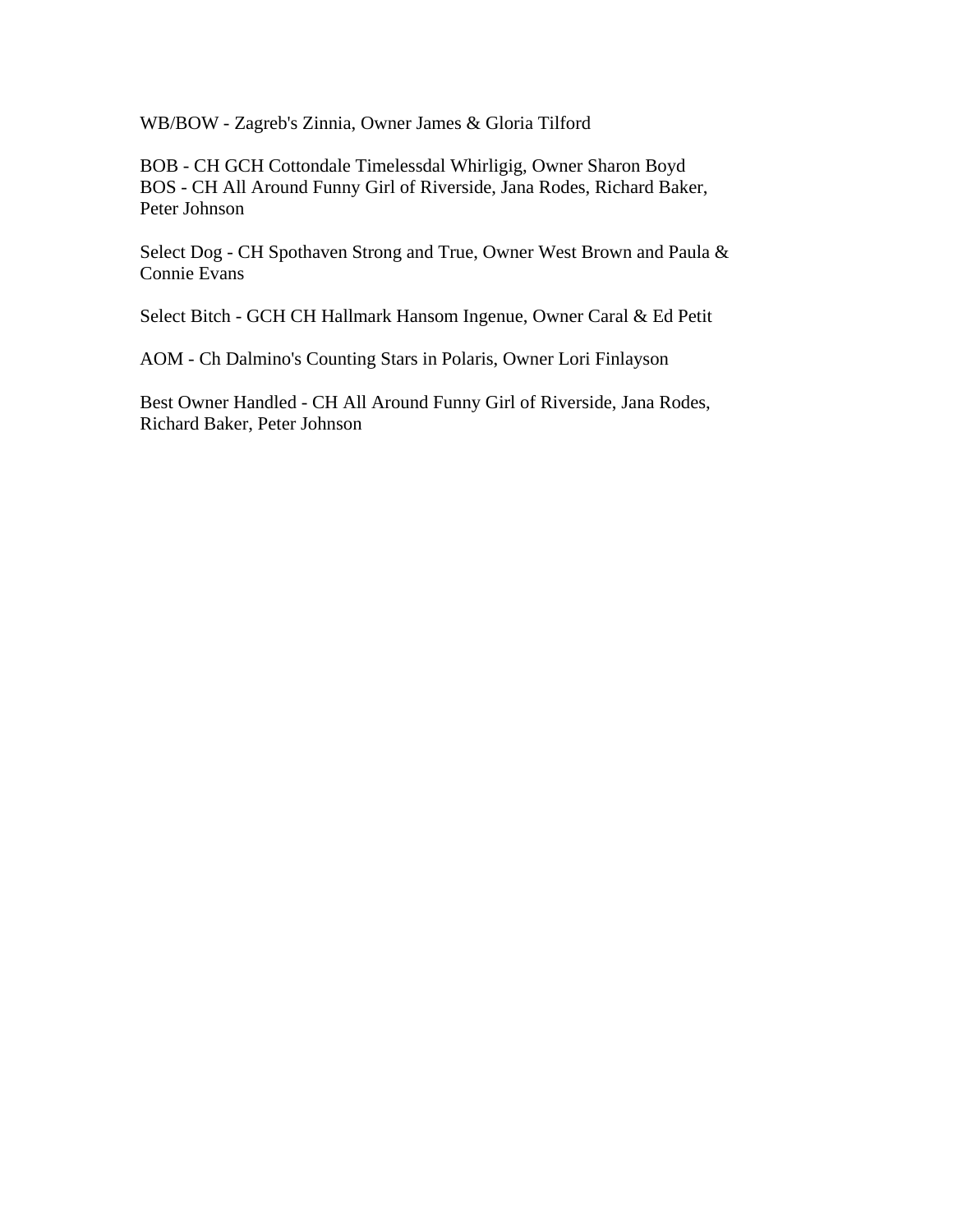WB/BOW - Zagreb's Zinnia, Owner James & Gloria Tilford

BOB - CH GCH Cottondale Timelessdal Whirligig, Owner Sharon Boyd
BOS - CH All Around Funny Girl of Riverside, Jana Rodes, Richard Baker, Peter Johnson

Select Dog - CH Spothaven Strong and True, Owner West Brown and Paula & Connie Evans

Select Bitch - GCH CH Hallmark Hansom Ingenue, Owner Caral & Ed Petit

AOM - Ch Dalmino's Counting Stars in Polaris, Owner Lori Finlayson

Best Owner Handled - CH All Around Funny Girl of Riverside, Jana Rodes, Richard Baker, Peter Johnson